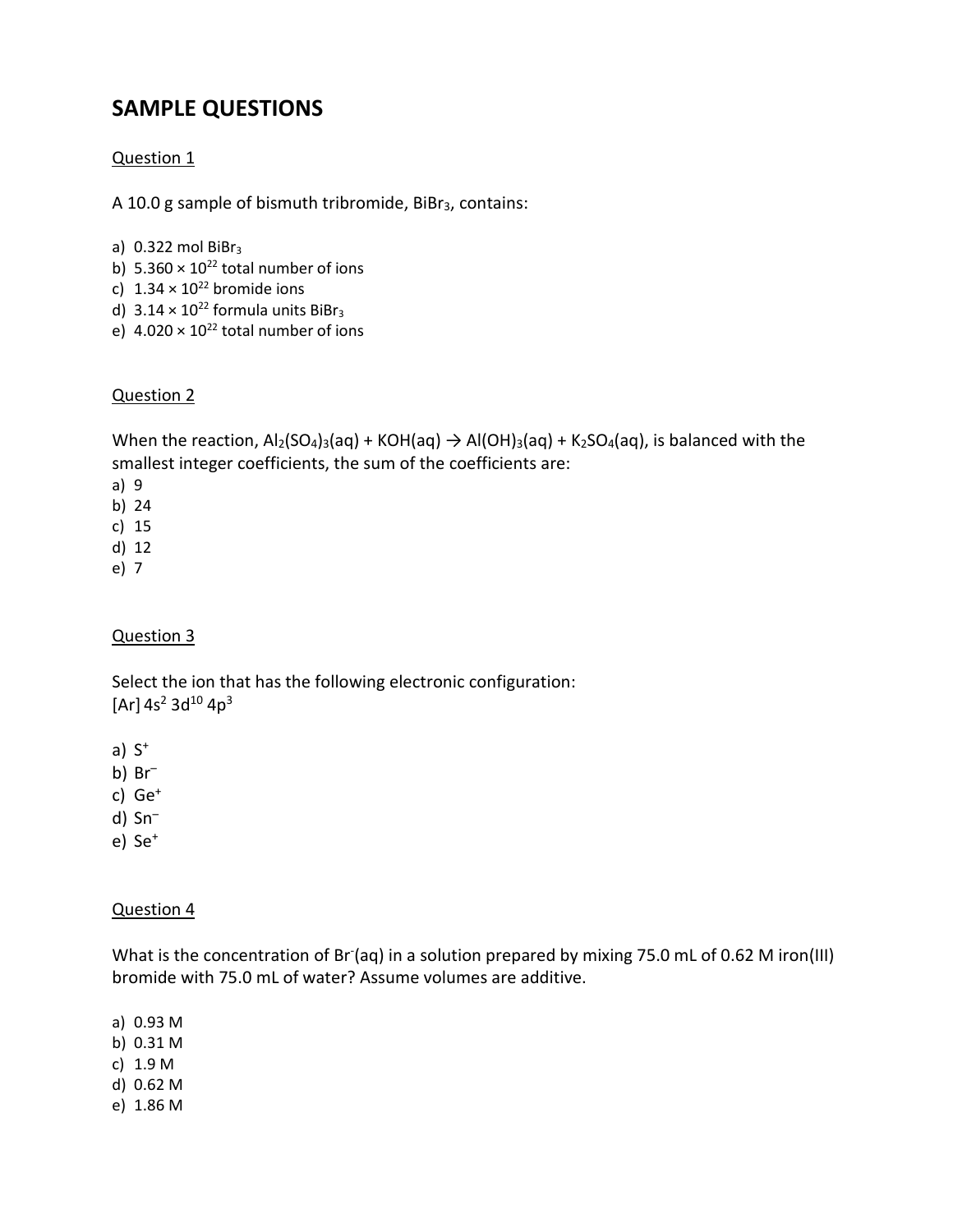# SAMPLE QUESTIONS

Question 1

A 10.0 g sample of bismuth tribromide, $BiBr_3$, contains:

a) 0.322 mol $BiBr_3$
b) $5.360 \times 10^{22}$ total number of ions
c) $1.34 \times 10^{22}$ bromide ions
d) $3.14 \times 10^{22}$ formula units $BiBr_3$
e) $4.020 \times 10^{22}$ total number of ions

Question 2

When the reaction, $Al_2(SO_4)_3(aq) + KOH(aq) \rightarrow Al(OH)_3(aq) + K_2SO_4(aq)$, is balanced with the smallest integer coefficients, the sum of the coefficients are:

a) 9
b) 24
c) 15
d) 12
e) 7

Question 3

Select the ion that has the following electronic configuration:
$[Ar]\ 4s^2\ 3d^{10}\ 4p^3$

a) $S^+$
b) $Br^-$
c) $Ge^+$
d) $Sn^-$
e) $Se^+$

Question 4

What is the concentration of $Br^-(aq)$ in a solution prepared by mixing 75.0 mL of 0.62 M iron(III) bromide with 75.0 mL of water? Assume volumes are additive.

a) 0.93 M
b) 0.31 M
c) 1.9 M
d) 0.62 M
e) 1.86 M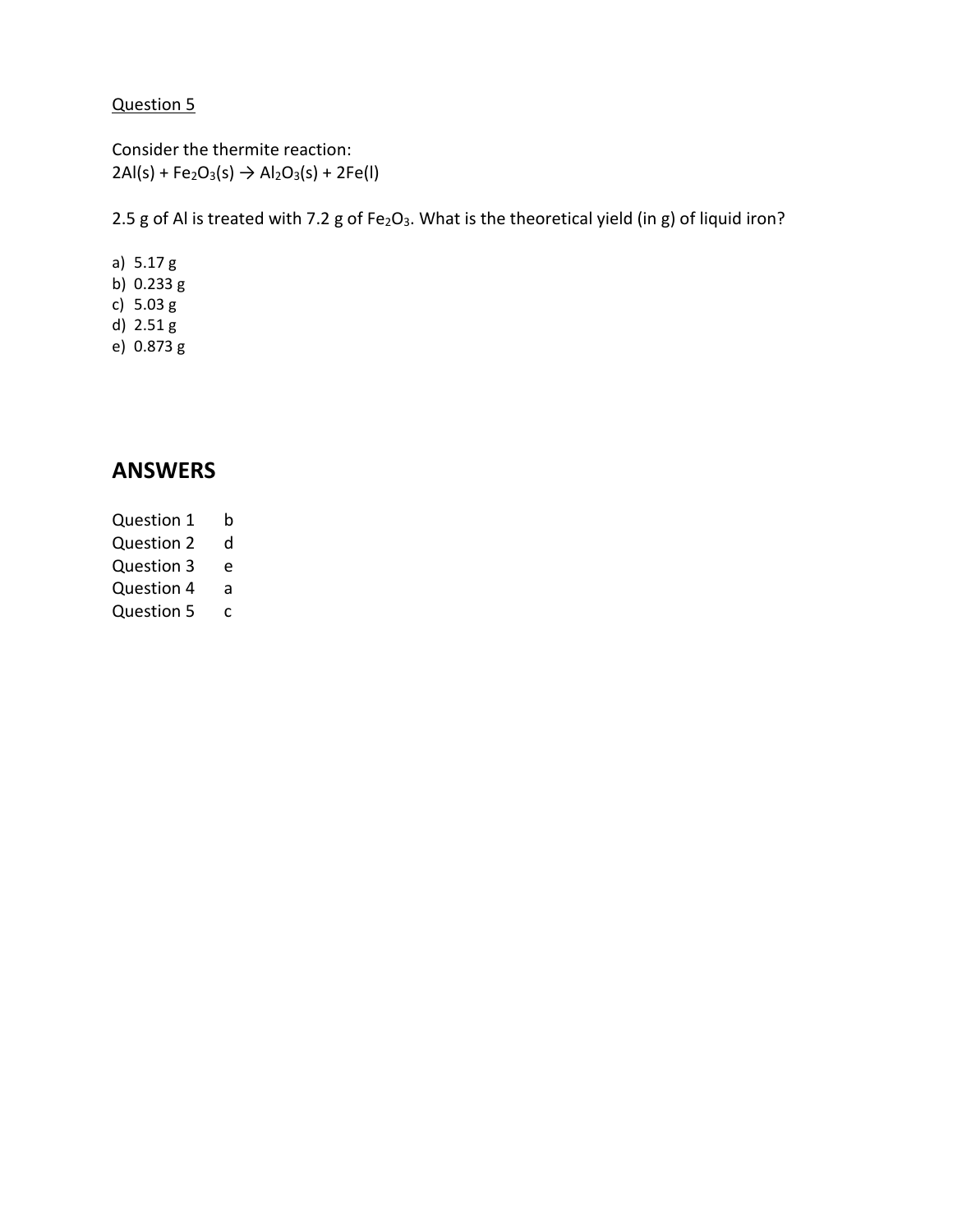Question 5

Consider the thermite reaction:
$2Al(s) + Fe_2O_3(s) \rightarrow Al_2O_3(s) + 2Fe(l)$

2.5 g of Al is treated with 7.2 g of $Fe_2O_3$. What is the theoretical yield (in g) of liquid iron?

a) 5.17 g
b) 0.233 g
c) 5.03 g
d) 2.51 g
e) 0.873 g

## ANSWERS

| | |
|---|---|
| Question 1 | b |
| Question 2 | d |
| Question 3 | e |
| Question 4 | a |
| Question 5 | c |